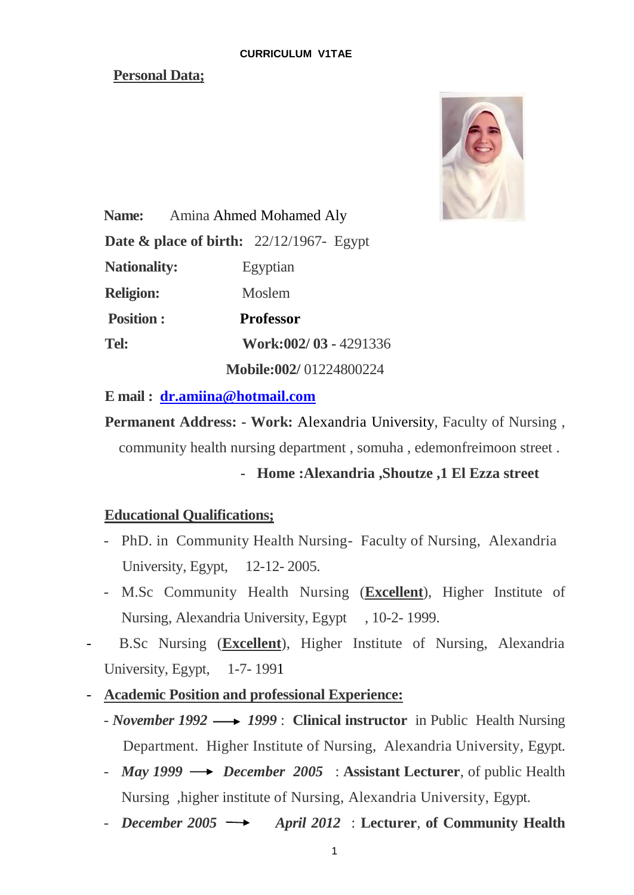**CURRICULUM V1TAE**

## Personal Data;

**Name:** Amina Ahmed Mohamed Aly

**Date & place of birth:** 22/12/1967- Egypt

**Nationality:** Egyptian

**Religion:** Moslem

**Position :** **Professor**

**Tel:** **Work:002/ 03** - 4291336

**Mobile:002/** 01224800224

**E mail :** **dr.amiina@hotmail.com**

**Permanent Address:** - **Work:** Alexandria University, Faculty of Nursing , community health nursing department , somuha , edemonfreimoon street .

- **Home :Alexandria ,Shoutze ,1 El Ezza street**

## Educational Qualifications;

- PhD. in Community Health Nursing- Faculty of Nursing, Alexandria University, Egypt, 12-12- 2005.
- M.Sc Community Health Nursing (**Excellent**), Higher Institute of Nursing, Alexandria University, Egypt , 10-2- 1999.
- B.Sc Nursing (**Excellent**), Higher Institute of Nursing, Alexandria University, Egypt, 1-7- 1991

## Academic Position and professional Experience:

- *November 1992* ⟶ *1999* : **Clinical instructor** in Public Health Nursing Department. Higher Institute of Nursing, Alexandria University, Egypt.
- *May 1999* ⟶ *December 2005* : **Assistant Lecturer**, of public Health Nursing ,higher institute of Nursing, Alexandria University, Egypt.
- *December 2005* ⟶ *April 2012* : **Lecturer**, **of Community Health**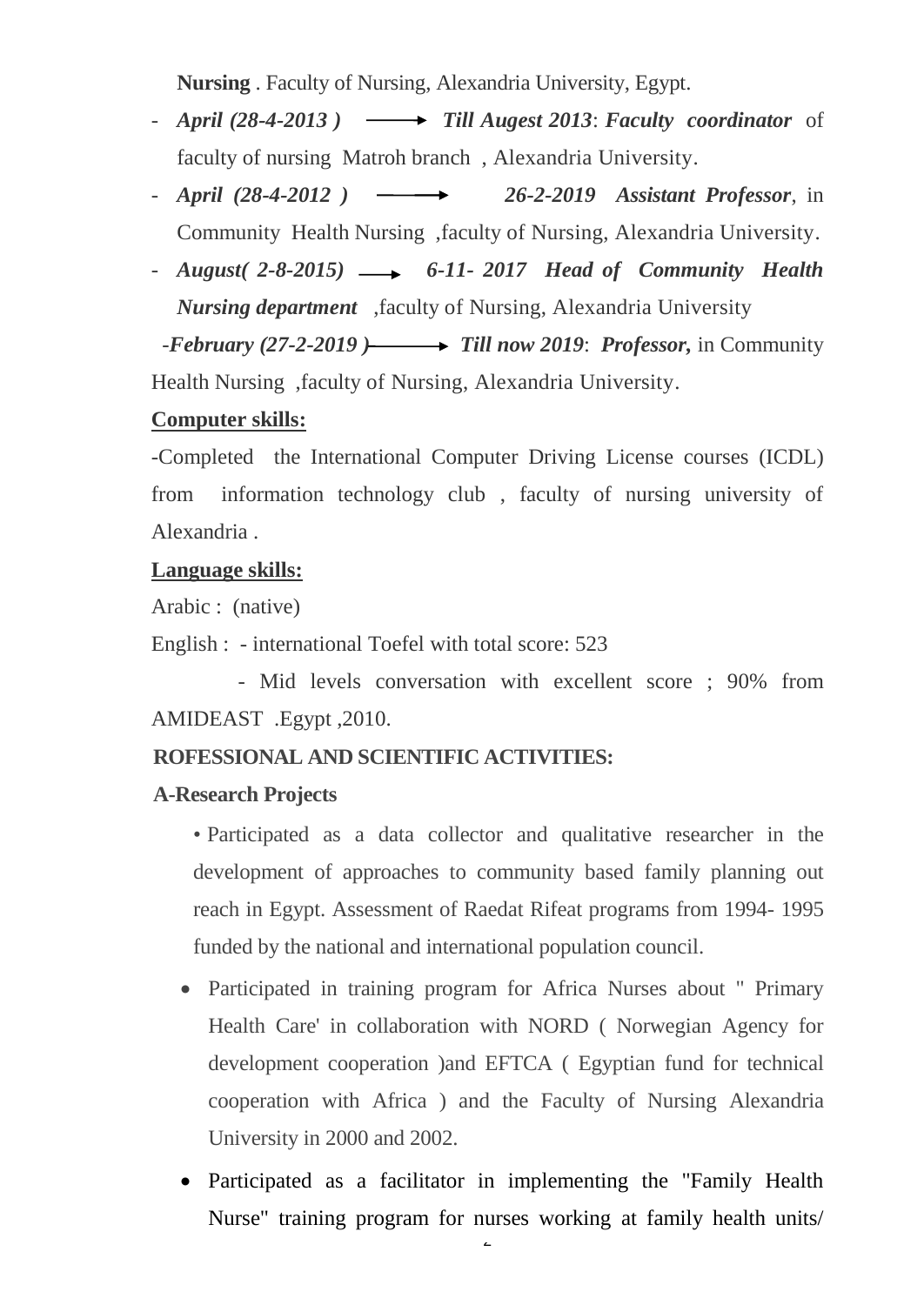**Nursing** . Faculty of Nursing, Alexandria University, Egypt.

- ***April (28-4-2013 )*** → ***Till Augest 2013***: ***Faculty coordinator*** of faculty of nursing Matroh branch , Alexandria University.
- ***April (28-4-2012 )*** → ***26-2-2019 Assistant Professor***, in Community Health Nursing ,faculty of Nursing, Alexandria University.
- ***August( 2-8-2015)*** → ***6-11- 2017 Head of Community Health Nursing department*** ,faculty of Nursing, Alexandria University

-***February (27-2-2019 )*** → ***Till now 2019***: ***Professor,*** in Community Health Nursing ,faculty of Nursing, Alexandria University.

**Computer skills:**

-Completed the International Computer Driving License courses (ICDL) from information technology club , faculty of nursing university of Alexandria .

**Language skills:**

Arabic : (native)

English : - international Toefel with total score: 523

- Mid levels conversation with excellent score ; 90% from AMIDEAST .Egypt ,2010.

**ROFESSIONAL AND SCIENTIFIC ACTIVITIES:**

**A-Research Projects**

• Participated as a data collector and qualitative researcher in the development of approaches to community based family planning out reach in Egypt. Assessment of Raedat Rifeat programs from 1994- 1995 funded by the national and international population council.

- Participated in training program for Africa Nurses about " Primary Health Care' in collaboration with NORD ( Norwegian Agency for development cooperation )and EFTCA ( Egyptian fund for technical cooperation with Africa ) and the Faculty of Nursing Alexandria University in 2000 and 2002.
- Participated as a facilitator in implementing the "Family Health Nurse" training program for nurses working at family health units/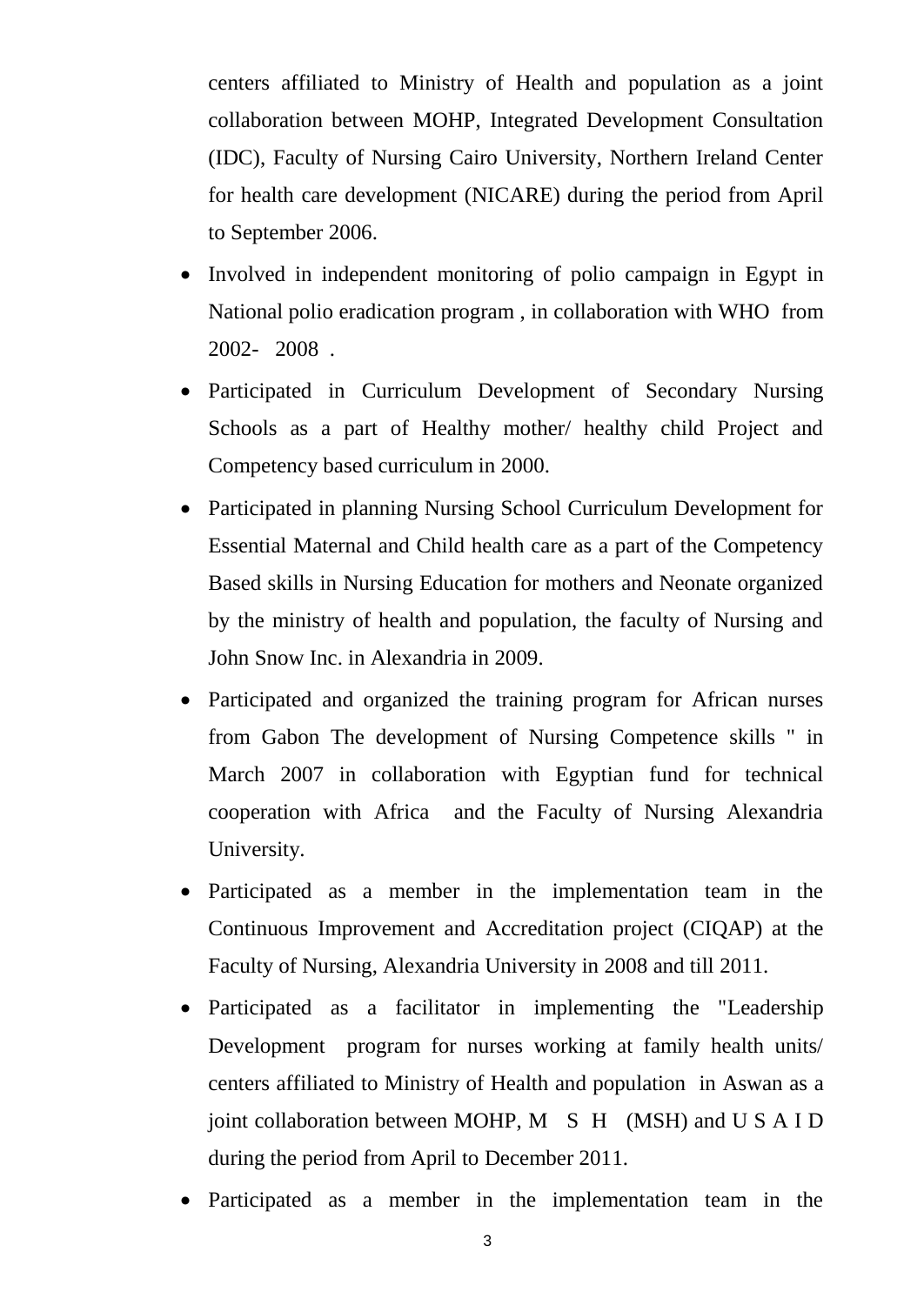centers affiliated to Ministry of Health and population as a joint collaboration between MOHP, Integrated Development Consultation (IDC), Faculty of Nursing Cairo University, Northern Ireland Center for health care development (NICARE) during the period from April to September 2006.

- Involved in independent monitoring of polio campaign in Egypt in National polio eradication program , in collaboration with WHO from 2002- 2008 .
- Participated in Curriculum Development of Secondary Nursing Schools as a part of Healthy mother/ healthy child Project and Competency based curriculum in 2000.
- Participated in planning Nursing School Curriculum Development for Essential Maternal and Child health care as a part of the Competency Based skills in Nursing Education for mothers and Neonate organized by the ministry of health and population, the faculty of Nursing and John Snow Inc. in Alexandria in 2009.
- Participated and organized the training program for African nurses from Gabon The development of Nursing Competence skills " in March 2007 in collaboration with Egyptian fund for technical cooperation with Africa and the Faculty of Nursing Alexandria University.
- Participated as a member in the implementation team in the Continuous Improvement and Accreditation project (CIQAP) at the Faculty of Nursing, Alexandria University in 2008 and till 2011.
- Participated as a facilitator in implementing the "Leadership Development program for nurses working at family health units/ centers affiliated to Ministry of Health and population in Aswan as a joint collaboration between MOHP, M S H (MSH) and U S A I D during the period from April to December 2011.
- Participated as a member in the implementation team in the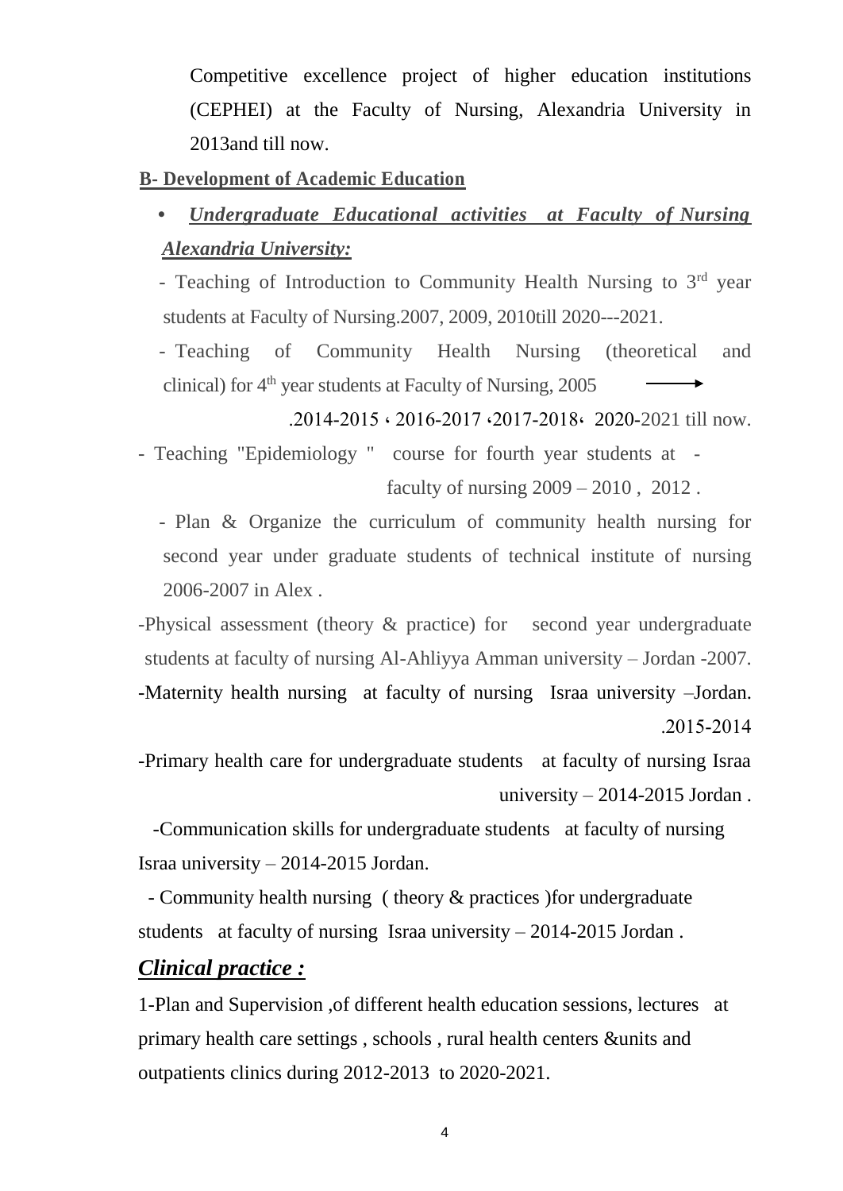Competitive excellence project of higher education institutions (CEPHEI) at the Faculty of Nursing, Alexandria University in 2013and till now.

**B- Development of Academic Education**

- ***Undergraduate Educational activities at Faculty of Nursing Alexandria University:***

- Teaching of Introduction to Community Health Nursing to 3rd year students at Faculty of Nursing.2007, 2009, 2010till 2020---2021.
- Teaching of Community Health Nursing (theoretical and clinical) for 4th year students at Faculty of Nursing, 2005 ⟶ .2014-2015 ، 2016-2017 ،2017-2018، 2020-2021 till now.
- Teaching "Epidemiology " course for fourth year students at - faculty of nursing 2009 – 2010 , 2012 .
- Plan & Organize the curriculum of community health nursing for second year under graduate students of technical institute of nursing 2006-2007 in Alex .

-Physical assessment (theory & practice) for second year undergraduate students at faculty of nursing Al-Ahliyya Amman university – Jordan -2007.

-Maternity health nursing at faculty of nursing Israa university –Jordan. .2015-2014

-Primary health care for undergraduate students at faculty of nursing Israa university – 2014-2015 Jordan .

-Communication skills for undergraduate students at faculty of nursing Israa university – 2014-2015 Jordan.

- Community health nursing ( theory & practices )for undergraduate students at faculty of nursing Israa university – 2014-2015 Jordan .

***Clinical practice :***

1-Plan and Supervision ,of different health education sessions, lectures at primary health care settings , schools , rural health centers &units and outpatients clinics during 2012-2013 to 2020-2021.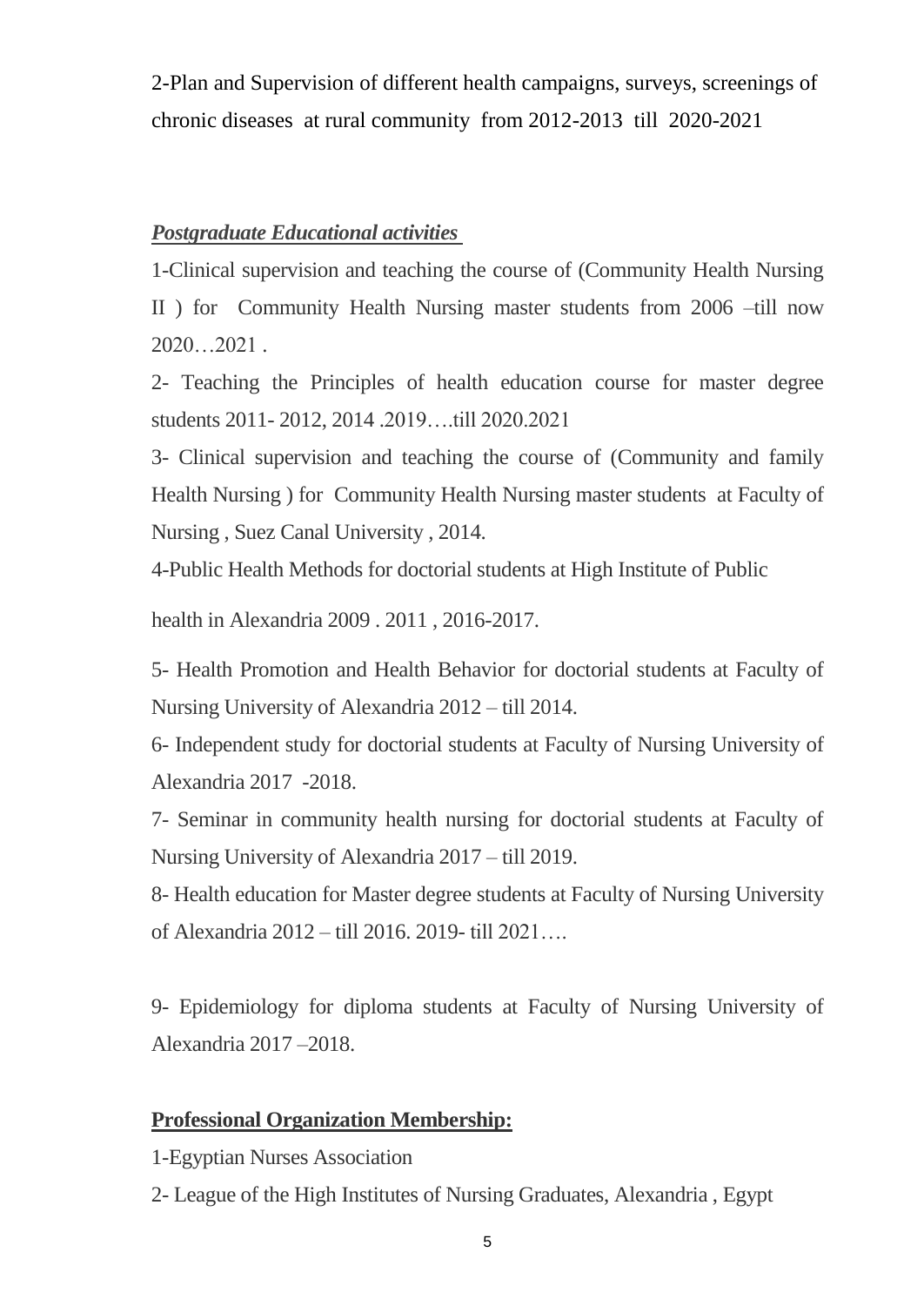2-Plan and Supervision of different health campaigns, surveys, screenings of chronic diseases at rural community from 2012-2013 till 2020-2021

***Postgraduate Educational activities***

1-Clinical supervision and teaching the course of (Community Health Nursing II ) for Community Health Nursing master students from 2006 –till now 2020…2021 .

2- Teaching the Principles of health education course for master degree students 2011- 2012, 2014 .2019….till 2020.2021

3- Clinical supervision and teaching the course of (Community and family Health Nursing ) for Community Health Nursing master students at Faculty of Nursing , Suez Canal University , 2014.

4-Public Health Methods for doctorial students at High Institute of Public health in Alexandria 2009 . 2011 , 2016-2017.

5- Health Promotion and Health Behavior for doctorial students at Faculty of Nursing University of Alexandria 2012 – till 2014.

6- Independent study for doctorial students at Faculty of Nursing University of Alexandria 2017 -2018.

7- Seminar in community health nursing for doctorial students at Faculty of Nursing University of Alexandria 2017 – till 2019.

8- Health education for Master degree students at Faculty of Nursing University of Alexandria 2012 – till 2016. 2019- till 2021….

9- Epidemiology for diploma students at Faculty of Nursing University of Alexandria 2017 –2018.

**Professional Organization Membership:**

1-Egyptian Nurses Association

2- League of the High Institutes of Nursing Graduates, Alexandria , Egypt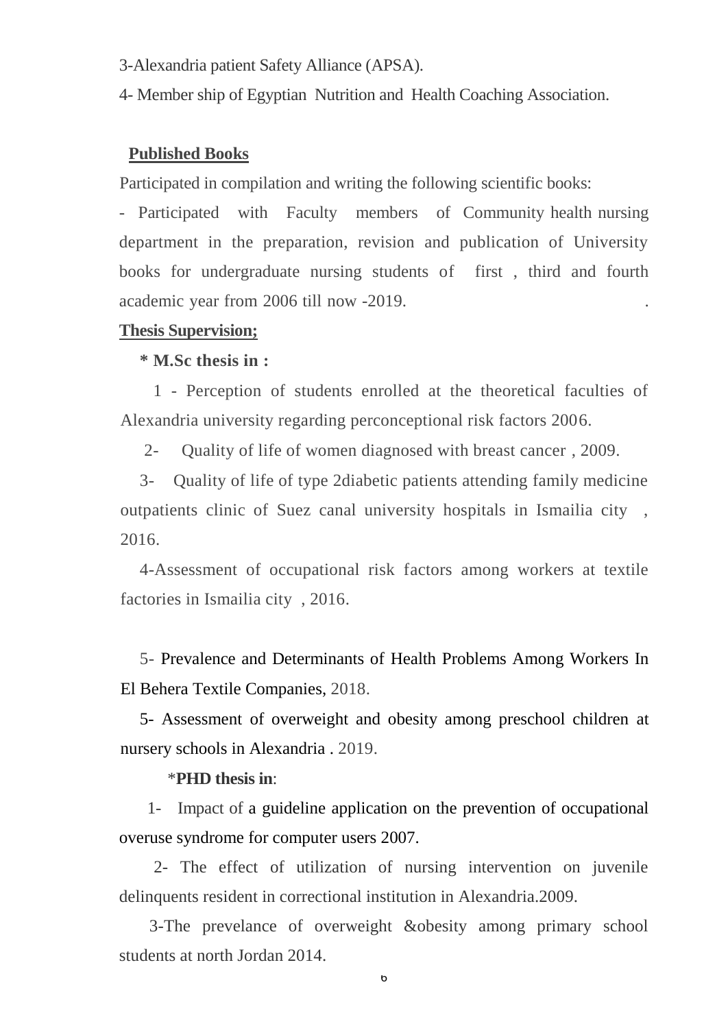3-Alexandria patient Safety Alliance (APSA).

4- Member ship of Egyptian Nutrition and Health Coaching Association.

## Published Books

Participated in compilation and writing the following scientific books:

- Participated with Faculty members of Community health nursing department in the preparation, revision and publication of University books for undergraduate nursing students of first , third and fourth academic year from 2006 till now -2019. .

## Thesis Supervision;

**\* M.Sc thesis in :**

1 - Perception of students enrolled at the theoretical faculties of Alexandria university regarding perconceptional risk factors 2006.

2- Quality of life of women diagnosed with breast cancer , 2009.

3- Quality of life of type 2diabetic patients attending family medicine outpatients clinic of Suez canal university hospitals in Ismailia city , 2016.

4-Assessment of occupational risk factors among workers at textile factories in Ismailia city , 2016.

5- Prevalence and Determinants of Health Problems Among Workers In El Behera Textile Companies, 2018.

5- Assessment of overweight and obesity among preschool children at nursery schools in Alexandria . 2019.

\***PHD thesis in**:

1- Impact of a guideline application on the prevention of occupational overuse syndrome for computer users 2007.

2- The effect of utilization of nursing intervention on juvenile delinquents resident in correctional institution in Alexandria.2009.

3-The prevelance of overweight &obesity among primary school students at north Jordan 2014.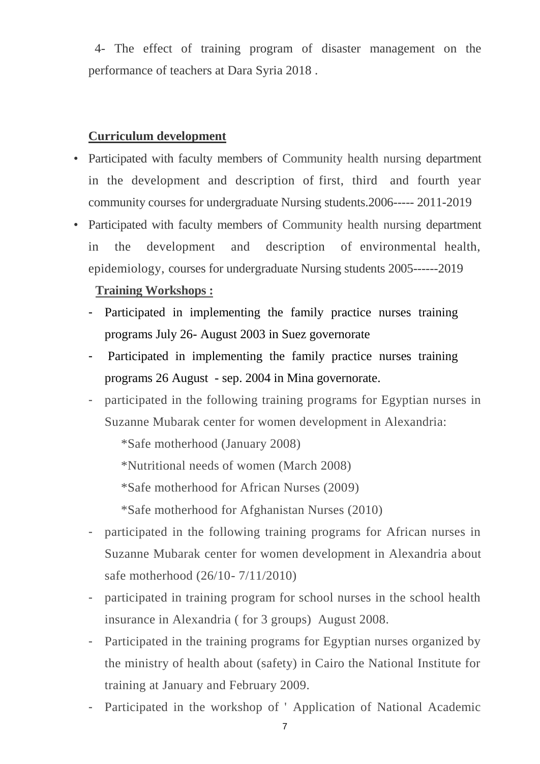4- The effect of training program of disaster management on the performance of teachers at Dara Syria 2018 .

**Curriculum development**

- Participated with faculty members of Community health nursing department in the development and description of first, third and fourth year community courses for undergraduate Nursing students.2006----- 2011-2019
- Participated with faculty members of Community health nursing department in the development and description of environmental health, epidemiology, courses for undergraduate Nursing students 2005------2019

**Training Workshops :**

- Participated in implementing the family practice nurses training programs July 26- August 2003 in Suez governorate
- Participated in implementing the family practice nurses training programs 26 August - sep. 2004 in Mina governorate.
- participated in the following training programs for Egyptian nurses in Suzanne Mubarak center for women development in Alexandria:

  *Safe motherhood (January 2008)

  *Nutritional needs of women (March 2008)

  *Safe motherhood for African Nurses (2009)

  *Safe motherhood for Afghanistan Nurses (2010)
- participated in the following training programs for African nurses in Suzanne Mubarak center for women development in Alexandria about safe motherhood (26/10- 7/11/2010)
- participated in training program for school nurses in the school health insurance in Alexandria ( for 3 groups) August 2008.
- Participated in the training programs for Egyptian nurses organized by the ministry of health about (safety) in Cairo the National Institute for training at January and February 2009.
- Participated in the workshop of ' Application of National Academic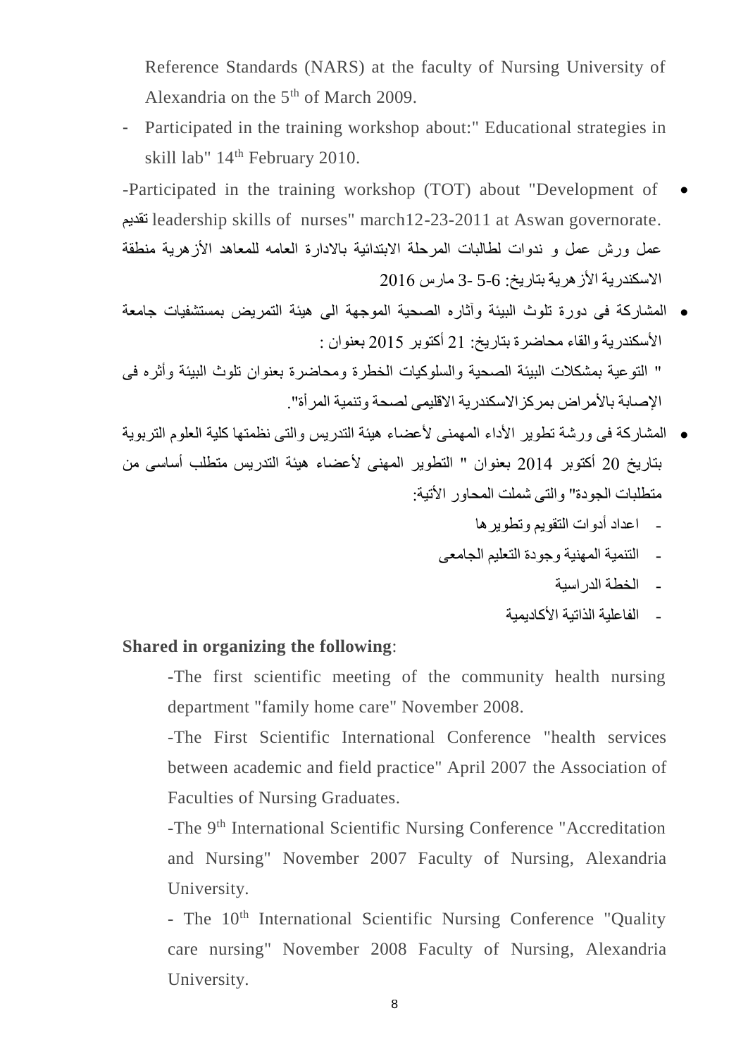Reference Standards (NARS) at the faculty of Nursing University of Alexandria on the 5th of March 2009.

- Participated in the training workshop about:" Educational strategies in skill lab" 14th February 2010.

- -Participated in the training workshop (TOT) about "Development of leadership skills of nurses" march12-23-2011 at Aswan governorate. تقديم عمل ورش عمل و ندوات لطالبات المرحلة الابتدائية بالادارة العامه للمعاهد الأزهرية منطقة الاسكندرية الأزهرية بتاريخ: 6-5 -3 مارس 2016

- المشاركة فى دورة تلوث البيئة وآثاره الصحية الموجهة الى هيئة التمريض بمستشفيات جامعة الأسكندرية والقاء محاضرة بتاريخ: 21 أكتوبر 2015 بعنوان :
" التوعية بمشكلات البيئة الصحية والسلوكيات الخطرة ومحاضرة بعنوان تلوث البيئة وأثره فى الإصابة بالأمراض بمركزالاسكندرية الاقليمى لصحة وتنمية المرأة".

- المشاركة فى ورشة تطوير الأداء المهمنى لأعضاء هيئة التدريس والتى نظمتها كلية العلوم التربوية بتاريخ 20 أكتوبر 2014 بعنوان " التطوير المهنى لأعضاء هيئة التدريس متطلب أساسى من متطلبات الجودة" والتى شملت المحاور الأتية:
  - اعداد أدوات التقويم وتطويرها
  - التنمية المهنية وجودة التعليم الجامعى
  - الخطة الدراسية
  - الفاعلية الذاتية الأكاديمية

**Shared in organizing the following**:

-The first scientific meeting of the community health nursing department "family home care" November 2008.

-The First Scientific International Conference "health services between academic and field practice" April 2007 the Association of Faculties of Nursing Graduates.

-The 9th International Scientific Nursing Conference "Accreditation and Nursing" November 2007 Faculty of Nursing, Alexandria University.

- The 10th International Scientific Nursing Conference "Quality care nursing" November 2008 Faculty of Nursing, Alexandria University.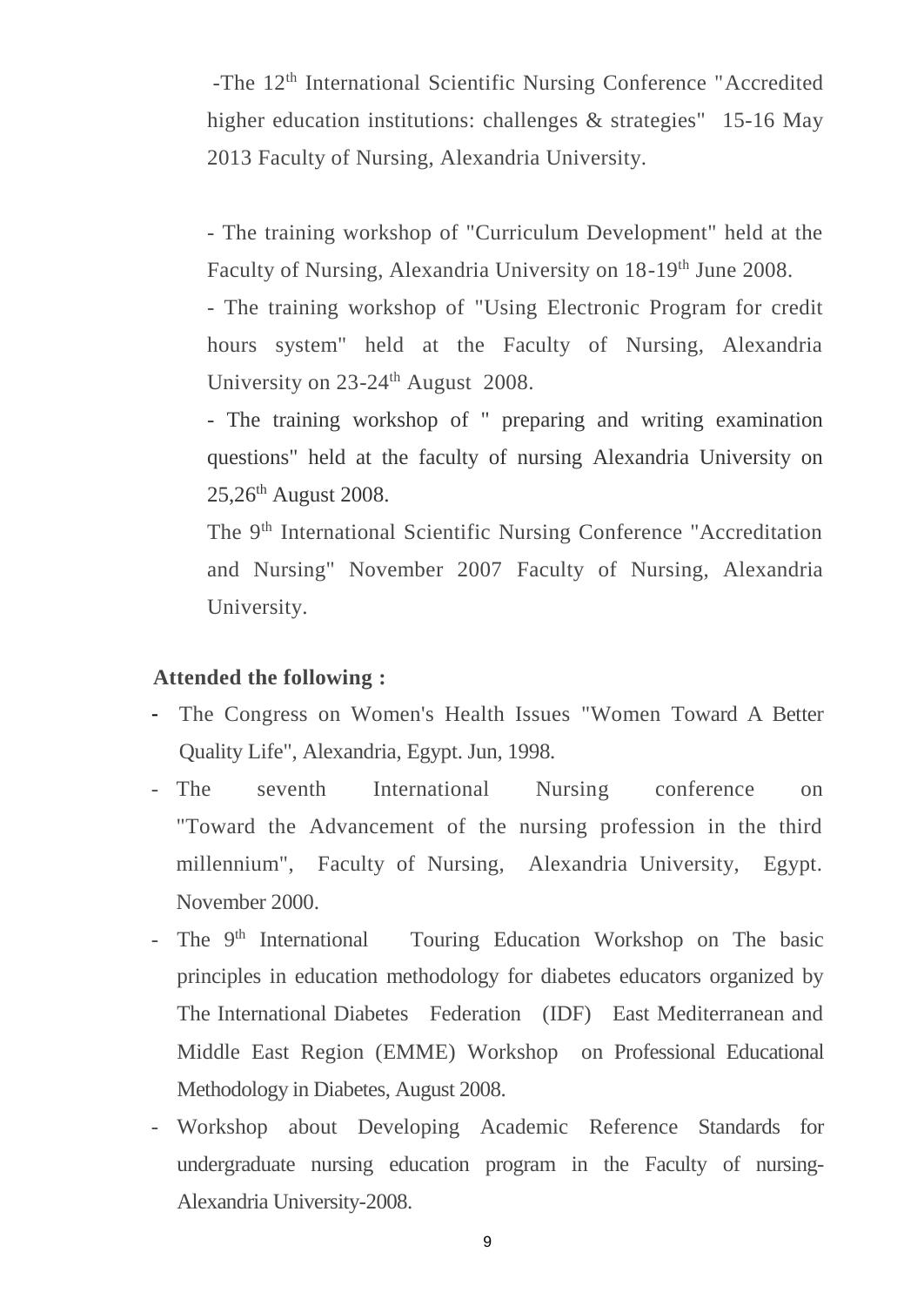-The 12th International Scientific Nursing Conference "Accredited higher education institutions: challenges & strategies" 15-16 May 2013 Faculty of Nursing, Alexandria University.

- The training workshop of "Curriculum Development" held at the Faculty of Nursing, Alexandria University on 18-19th June 2008.

- The training workshop of "Using Electronic Program for credit hours system" held at the Faculty of Nursing, Alexandria University on 23-24th August 2008.

- The training workshop of " preparing and writing examination questions" held at the faculty of nursing Alexandria University on 25,26th August 2008.

The 9th International Scientific Nursing Conference "Accreditation and Nursing" November 2007 Faculty of Nursing, Alexandria University.

**Attended the following :**

- The Congress on Women's Health Issues "Women Toward A Better Quality Life", Alexandria, Egypt. Jun, 1998.
- The seventh International Nursing conference on "Toward the Advancement of the nursing profession in the third millennium", Faculty of Nursing, Alexandria University, Egypt. November 2000.
- The 9th International Touring Education Workshop on The basic principles in education methodology for diabetes educators organized by The International Diabetes Federation (IDF) East Mediterranean and Middle East Region (EMME) Workshop on Professional Educational Methodology in Diabetes, August 2008.
- Workshop about Developing Academic Reference Standards for undergraduate nursing education program in the Faculty of nursing-Alexandria University-2008.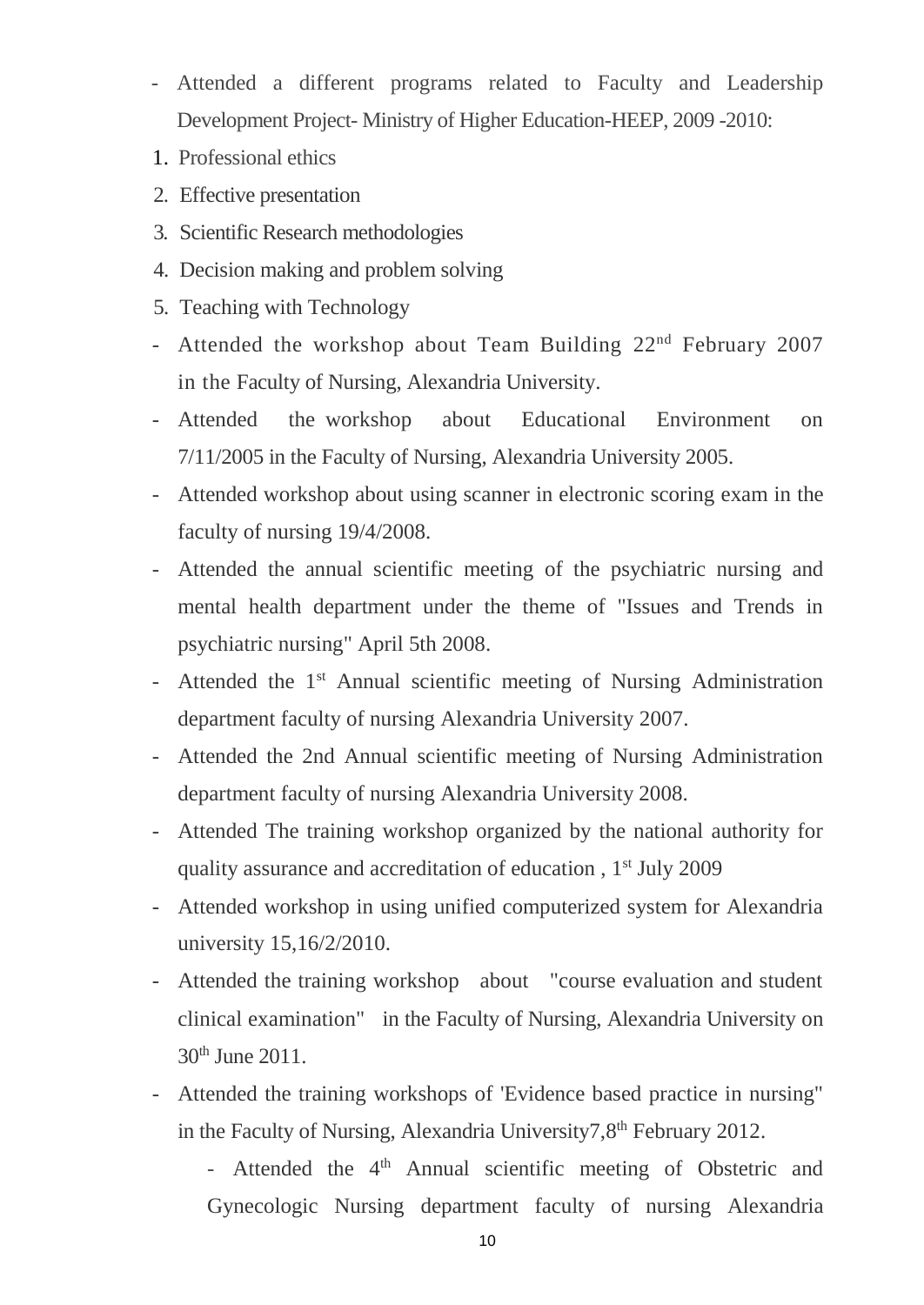- Attended a different programs related to Faculty and Leadership Development Project- Ministry of Higher Education-HEEP, 2009 -2010:

1. Professional ethics
2. Effective presentation
3. Scientific Research methodologies
4. Decision making and problem solving
5. Teaching with Technology

- Attended the workshop about Team Building 22nd February 2007 in the Faculty of Nursing, Alexandria University.
- Attended the workshop about Educational Environment on 7/11/2005 in the Faculty of Nursing, Alexandria University 2005.
- Attended workshop about using scanner in electronic scoring exam in the faculty of nursing 19/4/2008.
- Attended the annual scientific meeting of the psychiatric nursing and mental health department under the theme of "Issues and Trends in psychiatric nursing" April 5th 2008.
- Attended the 1st Annual scientific meeting of Nursing Administration department faculty of nursing Alexandria University 2007.
- Attended the 2nd Annual scientific meeting of Nursing Administration department faculty of nursing Alexandria University 2008.
- Attended The training workshop organized by the national authority for quality assurance and accreditation of education , 1st July 2009
- Attended workshop in using unified computerized system for Alexandria university 15,16/2/2010.
- Attended the training workshop about "course evaluation and student clinical examination" in the Faculty of Nursing, Alexandria University on 30th June 2011.
- Attended the training workshops of 'Evidence based practice in nursing" in the Faculty of Nursing, Alexandria University7,8th February 2012.
- Attended the 4th Annual scientific meeting of Obstetric and Gynecologic Nursing department faculty of nursing Alexandria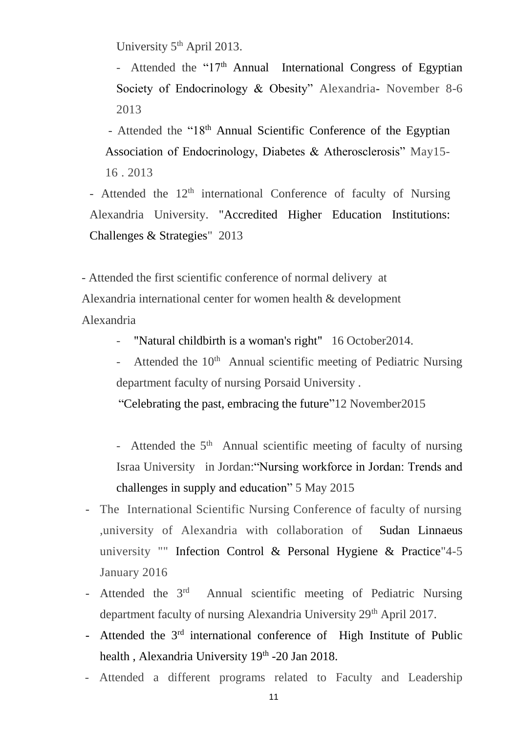University 5th April 2013.

- Attended the "17th Annual International Congress of Egyptian Society of Endocrinology & Obesity" Alexandria- November 8-6 2013

- Attended the "18th Annual Scientific Conference of the Egyptian Association of Endocrinology, Diabetes & Atherosclerosis" May15-16 . 2013

- Attended the 12th international Conference of faculty of Nursing Alexandria University. "Accredited Higher Education Institutions: Challenges & Strategies" 2013

- Attended the first scientific conference of normal delivery at Alexandria international center for women health & development Alexandria

- "Natural childbirth is a woman's right" 16 October2014.

- Attended the 10th Annual scientific meeting of Pediatric Nursing department faculty of nursing Porsaid University .

  "Celebrating the past, embracing the future"12 November2015

- Attended the 5th Annual scientific meeting of faculty of nursing Israa University in Jordan:"Nursing workforce in Jordan: Trends and challenges in supply and education" 5 May 2015

- The International Scientific Nursing Conference of faculty of nursing ,university of Alexandria with collaboration of Sudan Linnaeus university "" Infection Control & Personal Hygiene & Practice"4-5 January 2016
- Attended the 3rd Annual scientific meeting of Pediatric Nursing department faculty of nursing Alexandria University 29th April 2017.
- Attended the 3rd international conference of High Institute of Public health , Alexandria University 19th -20 Jan 2018.
- Attended a different programs related to Faculty and Leadership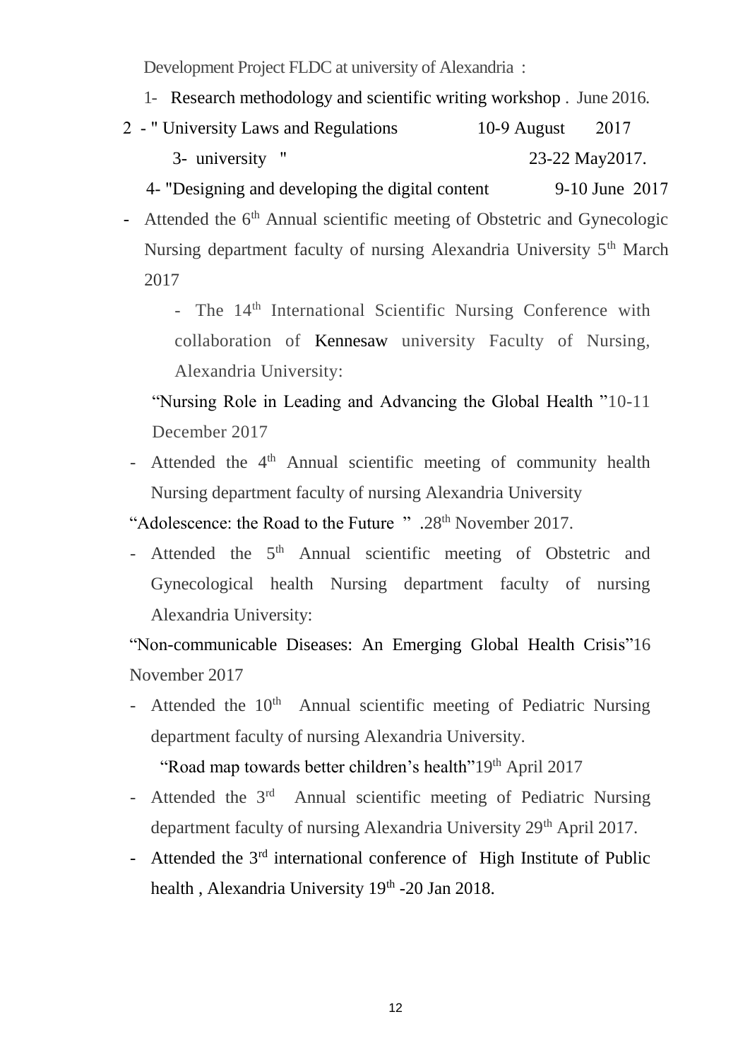Development Project FLDC at university of Alexandria :

1- Research methodology and scientific writing workshop . June 2016.

2 - " University Laws and Regulations 10-9 August 2017

3- university " 23-22 May2017.

4- "Designing and developing the digital content 9-10 June 2017

- Attended the 6th Annual scientific meeting of Obstetric and Gynecologic Nursing department faculty of nursing Alexandria University 5th March 2017

- The 14th International Scientific Nursing Conference with collaboration of Kennesaw university Faculty of Nursing, Alexandria University:

"Nursing Role in Leading and Advancing the Global Health "10-11 December 2017

- Attended the 4th Annual scientific meeting of community health Nursing department faculty of nursing Alexandria University

"Adolescence: the Road to the Future " .28th November 2017.

- Attended the 5th Annual scientific meeting of Obstetric and Gynecological health Nursing department faculty of nursing Alexandria University:

"Non-communicable Diseases: An Emerging Global Health Crisis"16 November 2017

- Attended the 10th Annual scientific meeting of Pediatric Nursing department faculty of nursing Alexandria University.

"Road map towards better children's health"19th April 2017

- Attended the 3rd Annual scientific meeting of Pediatric Nursing department faculty of nursing Alexandria University 29th April 2017.

- Attended the 3rd international conference of High Institute of Public health , Alexandria University 19th -20 Jan 2018.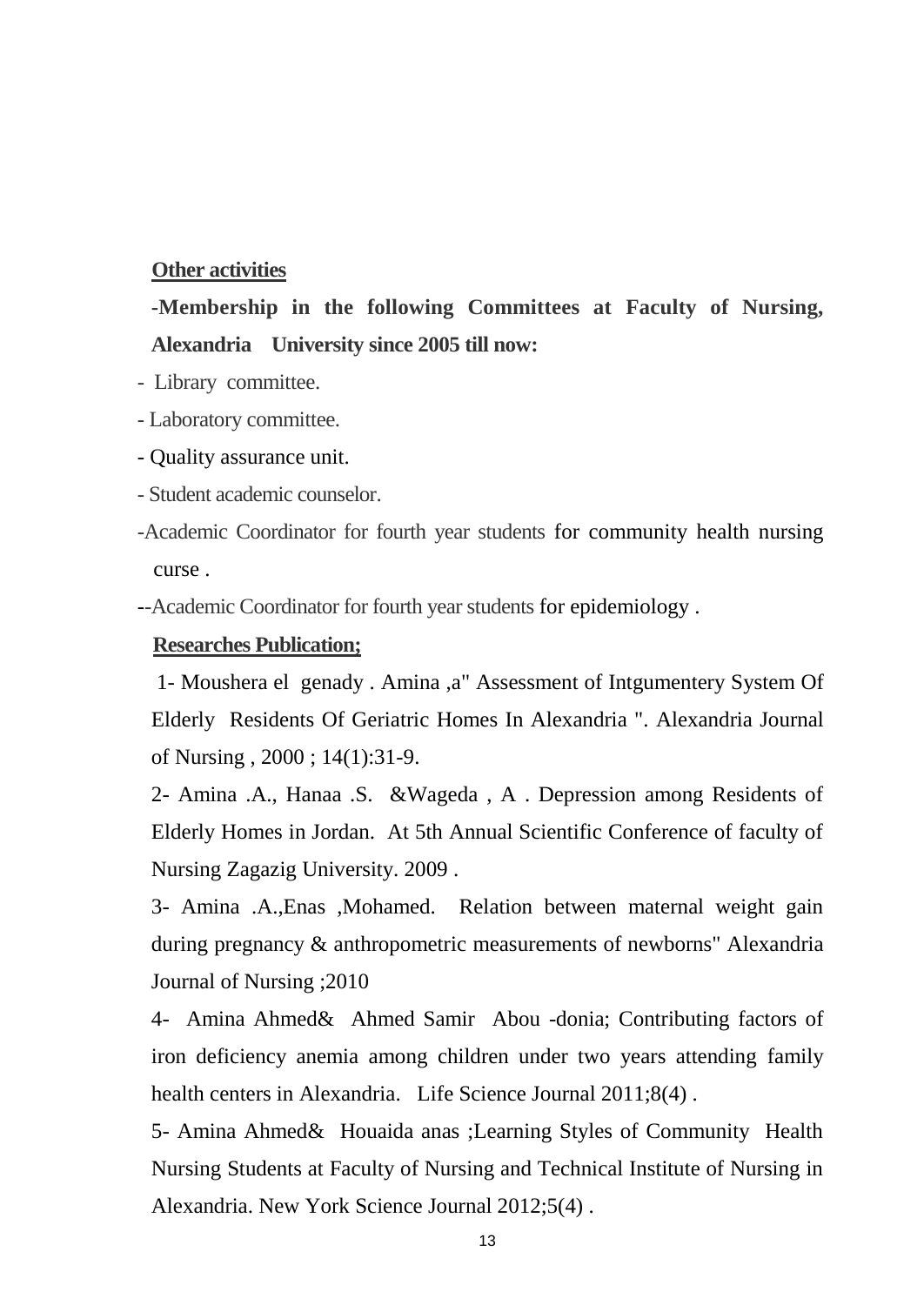**Other activities**

-**Membership in the following Committees at Faculty of Nursing, Alexandria University since 2005 till now:**

- Library committee.
- Laboratory committee.
- Quality assurance unit.
- Student academic counselor.
- Academic Coordinator for fourth year students for community health nursing curse .
- -Academic Coordinator for fourth year students for epidemiology .

**Researches Publication;**

1- Moushera el genady . Amina ,a" Assessment of Intgumentery System Of Elderly Residents Of Geriatric Homes In Alexandria ". Alexandria Journal of Nursing , 2000 ; 14(1):31-9.

2- Amina .A., Hanaa .S. &Wageda , A . Depression among Residents of Elderly Homes in Jordan. At 5th Annual Scientific Conference of faculty of Nursing Zagazig University. 2009 .

3- Amina .A.,Enas ,Mohamed. Relation between maternal weight gain during pregnancy & anthropometric measurements of newborns" Alexandria Journal of Nursing ;2010

4- Amina Ahmed& Ahmed Samir Abou -donia; Contributing factors of iron deficiency anemia among children under two years attending family health centers in Alexandria. Life Science Journal 2011;8(4) .

5- Amina Ahmed& Houaida anas ;Learning Styles of Community Health Nursing Students at Faculty of Nursing and Technical Institute of Nursing in Alexandria. New York Science Journal 2012;5(4) .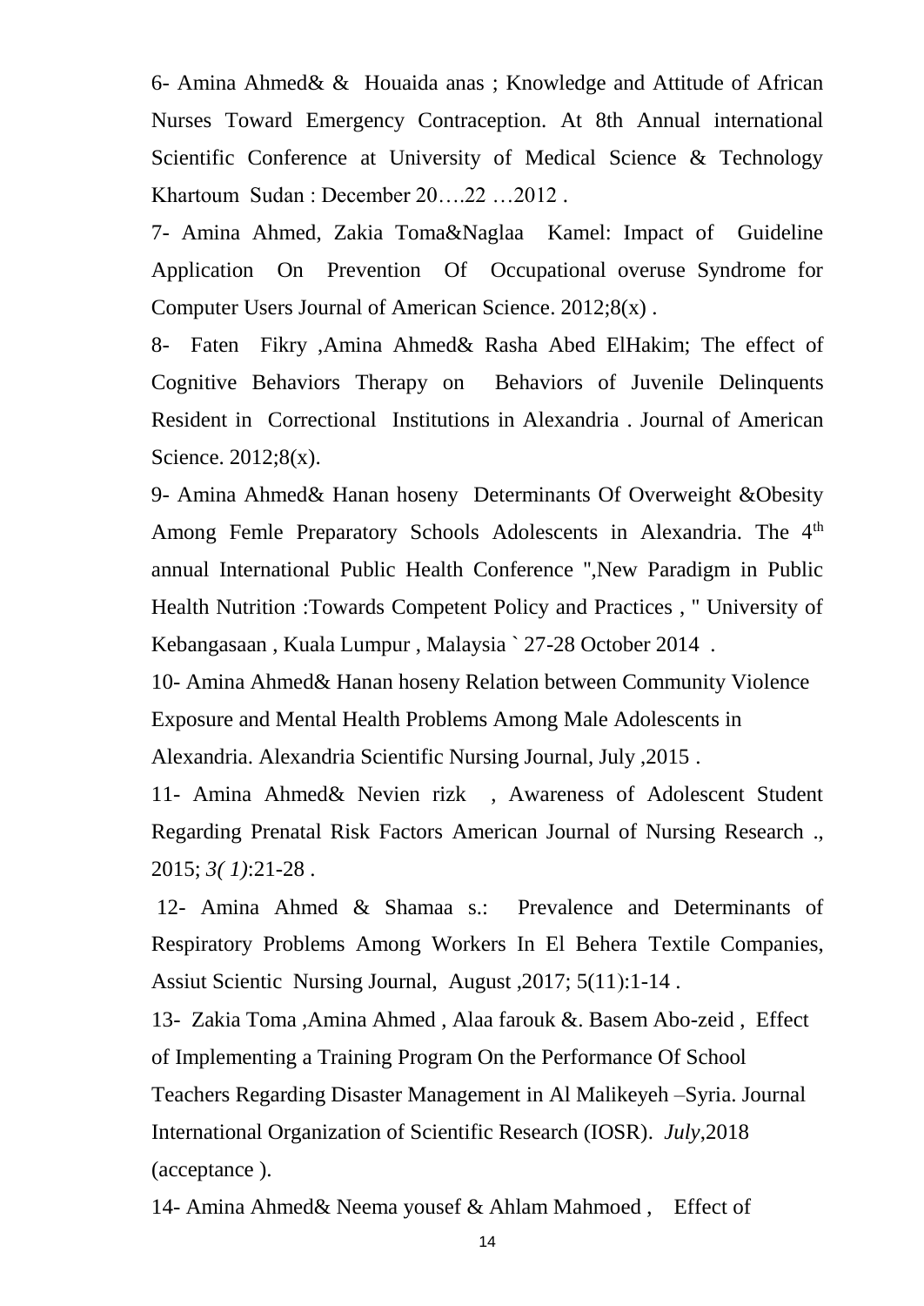6- Amina Ahmed& &  Houaida anas ; Knowledge and Attitude of African Nurses Toward Emergency Contraception. At 8th Annual international Scientific Conference at University of Medical Science & Technology Khartoum  Sudan : December 20….22 …2012 .

7- Amina Ahmed, Zakia Toma&Naglaa  Kamel: Impact of  Guideline Application  On  Prevention  Of  Occupational overuse Syndrome for Computer Users Journal of American Science. 2012;8(x) .

8-  Faten  Fikry ,Amina Ahmed& Rasha Abed ElHakim; The effect of Cognitive Behaviors Therapy on  Behaviors of Juvenile Delinquents Resident in  Correctional  Institutions in Alexandria . Journal of American Science. 2012;8(x).

9- Amina Ahmed& Hanan hoseny  Determinants Of Overweight &Obesity Among Femle Preparatory Schools Adolescents in Alexandria. The 4th annual International Public Health Conference ",New Paradigm in Public Health Nutrition :Towards Competent Policy and Practices , " University of Kebangasaan , Kuala Lumpur , Malaysia ` 27-28 October 2014  .

10- Amina Ahmed& Hanan hoseny Relation between Community Violence Exposure and Mental Health Problems Among Male Adolescents in Alexandria. Alexandria Scientific Nursing Journal, July ,2015 .

11- Amina Ahmed& Nevien rizk  , Awareness of Adolescent Student Regarding Prenatal Risk Factors American Journal of Nursing Research ., 2015; *3( 1)*:21-28 .

12- Amina Ahmed & Shamaa s.:  Prevalence and Determinants of Respiratory Problems Among Workers In El Behera Textile Companies, Assiut Scientic  Nursing Journal,  August ,2017; 5(11):1-14 .

13- Zakia Toma ,Amina Ahmed , Alaa farouk &. Basem Abo-zeid ,  Effect of Implementing a Training Program On the Performance Of School Teachers Regarding Disaster Management in Al Malikeyeh –Syria. Journal International Organization of Scientific Research (IOSR).  *July*,2018 (acceptance ).

14- Amina Ahmed& Neema yousef & Ahlam Mahmoed ,   Effect of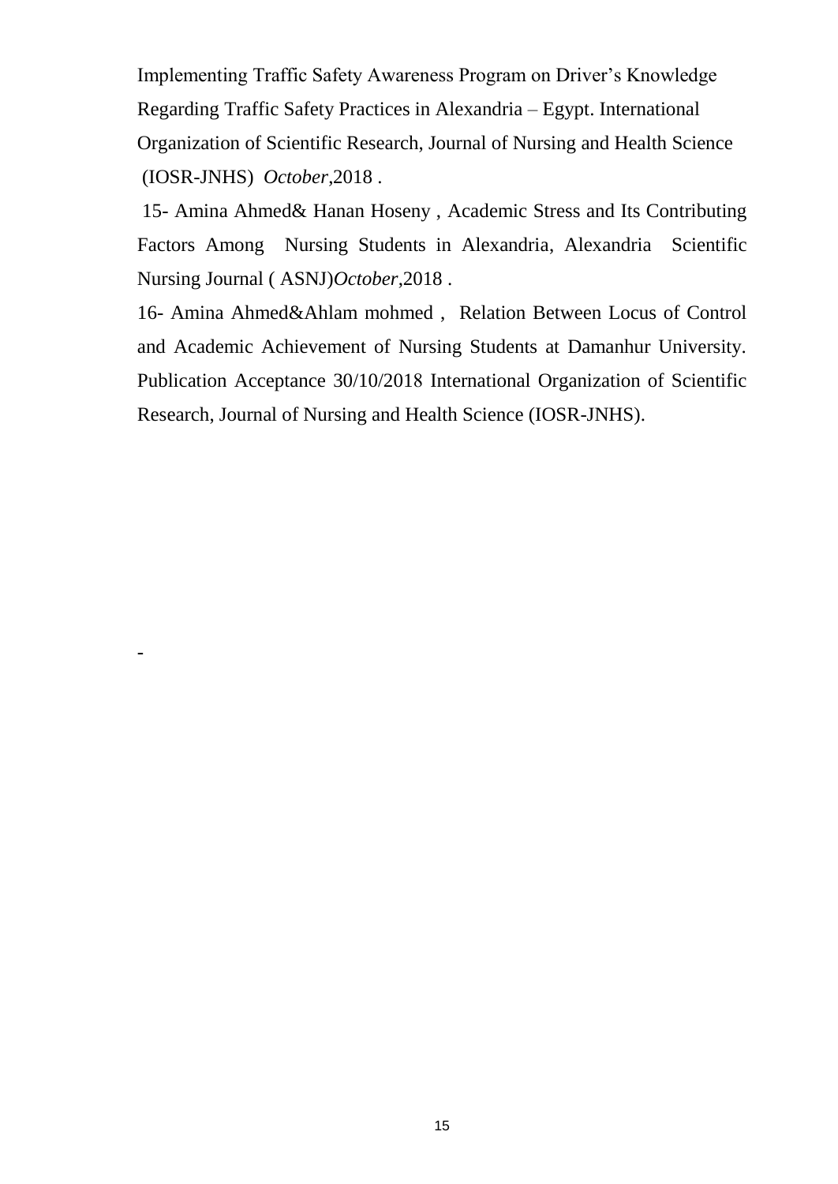Implementing Traffic Safety Awareness Program on Driver's Knowledge Regarding Traffic Safety Practices in Alexandria – Egypt. International Organization of Scientific Research, Journal of Nursing and Health Science (IOSR-JNHS) *October*,2018 .

15- Amina Ahmed& Hanan Hoseny , Academic Stress and Its Contributing Factors Among Nursing Students in Alexandria, Alexandria Scientific Nursing Journal ( ASNJ)*October*,2018 .

16- Amina Ahmed&Ahlam mohmed , Relation Between Locus of Control and Academic Achievement of Nursing Students at Damanhur University. Publication Acceptance 30/10/2018 International Organization of Scientific Research, Journal of Nursing and Health Science (IOSR-JNHS).

-